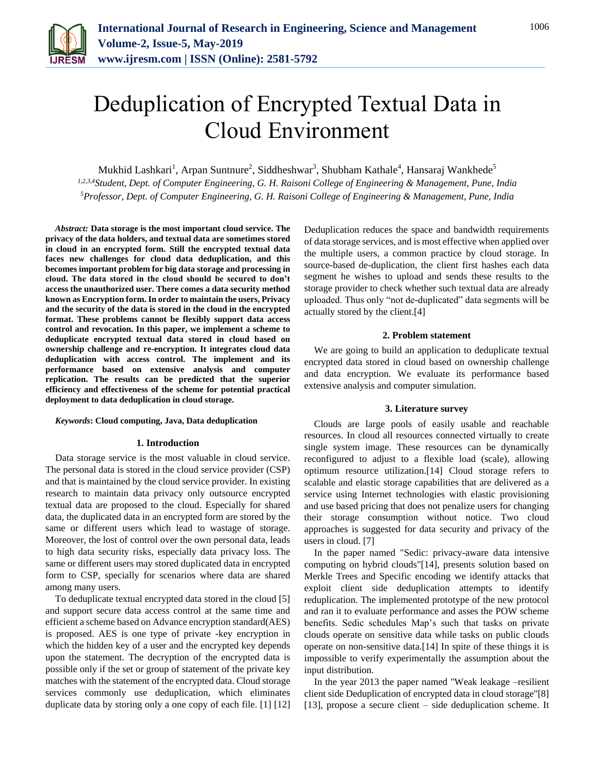# Deduplication of Encrypted Textual Data in Cloud Environment

Mukhid Lashkari[1], Arpan Suntnure[2], Siddheshwar[3], Shubham Kathale[4], Hansaraj Wankhede[5]

[1,2,3,4]*Student, Dept. of Computer Engineering, G. H. Raisoni College of Engineering & Management, Pune, India*
[5]*Professor, Dept. of Computer Engineering, G. H. Raisoni College of Engineering & Management, Pune, India*

***Abstract:*** **Data storage is the most important cloud service. The privacy of the data holders, and textual data are sometimes stored in cloud in an encrypted form. Still the encrypted textual data faces new challenges for cloud data deduplication, and this becomes important problem for big data storage and processing in cloud. The data stored in the cloud should be secured to don't access the unauthorized user. There comes a data security method known as Encryption form. In order to maintain the users, Privacy and the security of the data is stored in the cloud in the encrypted format. These problems cannot be flexibly support data access control and revocation. In this paper, we implement a scheme to deduplicate encrypted textual data stored in cloud based on ownership challenge and re-encryption. It integrates cloud data deduplication with access control. The implement and its performance based on extensive analysis and computer replication. The results can be predicted that the superior efficiency and effectiveness of the scheme for potential practical deployment to data deduplication in cloud storage.**

***Keywords*****: Cloud computing, Java, Data deduplication**

## 1. Introduction

Data storage service is the most valuable in cloud service. The personal data is stored in the cloud service provider (CSP) and that is maintained by the cloud service provider. In existing research to maintain data privacy only outsource encrypted textual data are proposed to the cloud. Especially for shared data, the duplicated data in an encrypted form are stored by the same or different users which lead to wastage of storage. Moreover, the lost of control over the own personal data, leads to high data security risks, especially data privacy loss. The same or different users may stored duplicated data in encrypted form to CSP, specially for scenarios where data are shared among many users.

To deduplicate textual encrypted data stored in the cloud [5] and support secure data access control at the same time and efficient a scheme based on Advance encryption standard(AES) is proposed. AES is one type of private -key encryption in which the hidden key of a user and the encrypted key depends upon the statement. The decryption of the encrypted data is possible only if the set or group of statement of the private key matches with the statement of the encrypted data. Cloud storage services commonly use deduplication, which eliminates duplicate data by storing only a one copy of each file. [1] [12] Deduplication reduces the space and bandwidth requirements of data storage services, and is most effective when applied over the multiple users, a common practice by cloud storage. In source-based de-duplication, the client first hashes each data segment he wishes to upload and sends these results to the storage provider to check whether such textual data are already uploaded. Thus only "not de-duplicated" data segments will be actually stored by the client.[4]

## 2. Problem statement

We are going to build an application to deduplicate textual encrypted data stored in cloud based on ownership challenge and data encryption. We evaluate its performance based extensive analysis and computer simulation.

## 3. Literature survey

Clouds are large pools of easily usable and reachable resources. In cloud all resources connected virtually to create single system image. These resources can be dynamically reconfigured to adjust to a flexible load (scale), allowing optimum resource utilization.[14] Cloud storage refers to scalable and elastic storage capabilities that are delivered as a service using Internet technologies with elastic provisioning and use based pricing that does not penalize users for changing their storage consumption without notice. Two cloud approaches is suggested for data security and privacy of the users in cloud. [7]

In the paper named "Sedic: privacy-aware data intensive computing on hybrid clouds"[14], presents solution based on Merkle Trees and Specific encoding we identify attacks that exploit client side deduplication attempts to identify reduplication. The implemented prototype of the new protocol and ran it to evaluate performance and asses the POW scheme benefits. Sedic schedules Map's such that tasks on private clouds operate on sensitive data while tasks on public clouds operate on non-sensitive data.[14] In spite of these things it is impossible to verify experimentally the assumption about the input distribution.

In the year 2013 the paper named "Weak leakage –resilient client side Deduplication of encrypted data in cloud storage"[8] [13], propose a secure client – side deduplication scheme. It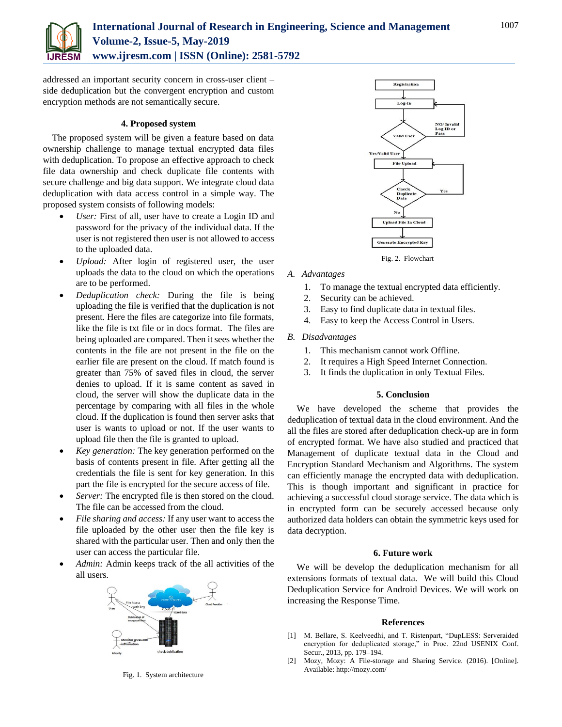addressed an important security concern in cross-user client – side deduplication but the convergent encryption and custom encryption methods are not semantically secure.

## 4. Proposed system

The proposed system will be given a feature based on data ownership challenge to manage textual encrypted data files with deduplication. To propose an effective approach to check file data ownership and check duplicate file contents with secure challenge and big data support. We integrate cloud data deduplication with data access control in a simple way. The proposed system consists of following models:

- *User:* First of all, user have to create a Login ID and password for the privacy of the individual data. If the user is not registered then user is not allowed to access to the uploaded data.
- *Upload:* After login of registered user, the user uploads the data to the cloud on which the operations are to be performed.
- *Deduplication check:* During the file is being uploading the file is verified that the duplication is not present. Here the files are categorize into file formats, like the file is txt file or in docs format. The files are being uploaded are compared. Then it sees whether the contents in the file are not present in the file on the earlier file are present on the cloud. If match found is greater than 75% of saved files in cloud, the server denies to upload. If it is same content as saved in cloud, the server will show the duplicate data in the percentage by comparing with all files in the whole cloud. If the duplication is found then server asks that user is wants to upload or not. If the user wants to upload file then the file is granted to upload.
- *Key generation:* The key generation performed on the basis of contents present in file. After getting all the credentials the file is sent for key generation. In this part the file is encrypted for the secure access of file.
- *Server:* The encrypted file is then stored on the cloud. The file can be accessed from the cloud.
- *File sharing and access:* If any user want to access the file uploaded by the other user then the file key is shared with the particular user. Then and only then the user can access the particular file.
- *Admin:* Admin keeps track of the all activities of the all users.

Fig. 1. System architecture

Fig. 2. Flowchart

### A. Advantages

1. To manage the textual encrypted data efficiently.
2. Security can be achieved.
3. Easy to find duplicate data in textual files.
4. Easy to keep the Access Control in Users.

### B. Disadvantages

1. This mechanism cannot work Offline.
2. It requires a High Speed Internet Connection.
3. It finds the duplication in only Textual Files.

## 5. Conclusion

We have developed the scheme that provides the deduplication of textual data in the cloud environment. And the all the files are stored after deduplication check-up are in form of encrypted format. We have also studied and practiced that Management of duplicate textual data in the Cloud and Encryption Standard Mechanism and Algorithms. The system can efficiently manage the encrypted data with deduplication. This is though important and significant in practice for achieving a successful cloud storage service. The data which is in encrypted form can be securely accessed because only authorized data holders can obtain the symmetric keys used for data decryption.

## 6. Future work

We will be develop the deduplication mechanism for all extensions formats of textual data. We will build this Cloud Deduplication Service for Android Devices. We will work on increasing the Response Time.

## References

[1] M. Bellare, S. Keelveedhi, and T. Ristenpart, "DupLESS: Serveraided encryption for deduplicated storage," in Proc. 22nd USENIX Conf. Secur., 2013, pp. 179–194.

[2] Mozy, Mozy: A File-storage and Sharing Service. (2016). [Online]. Available: http://mozy.com/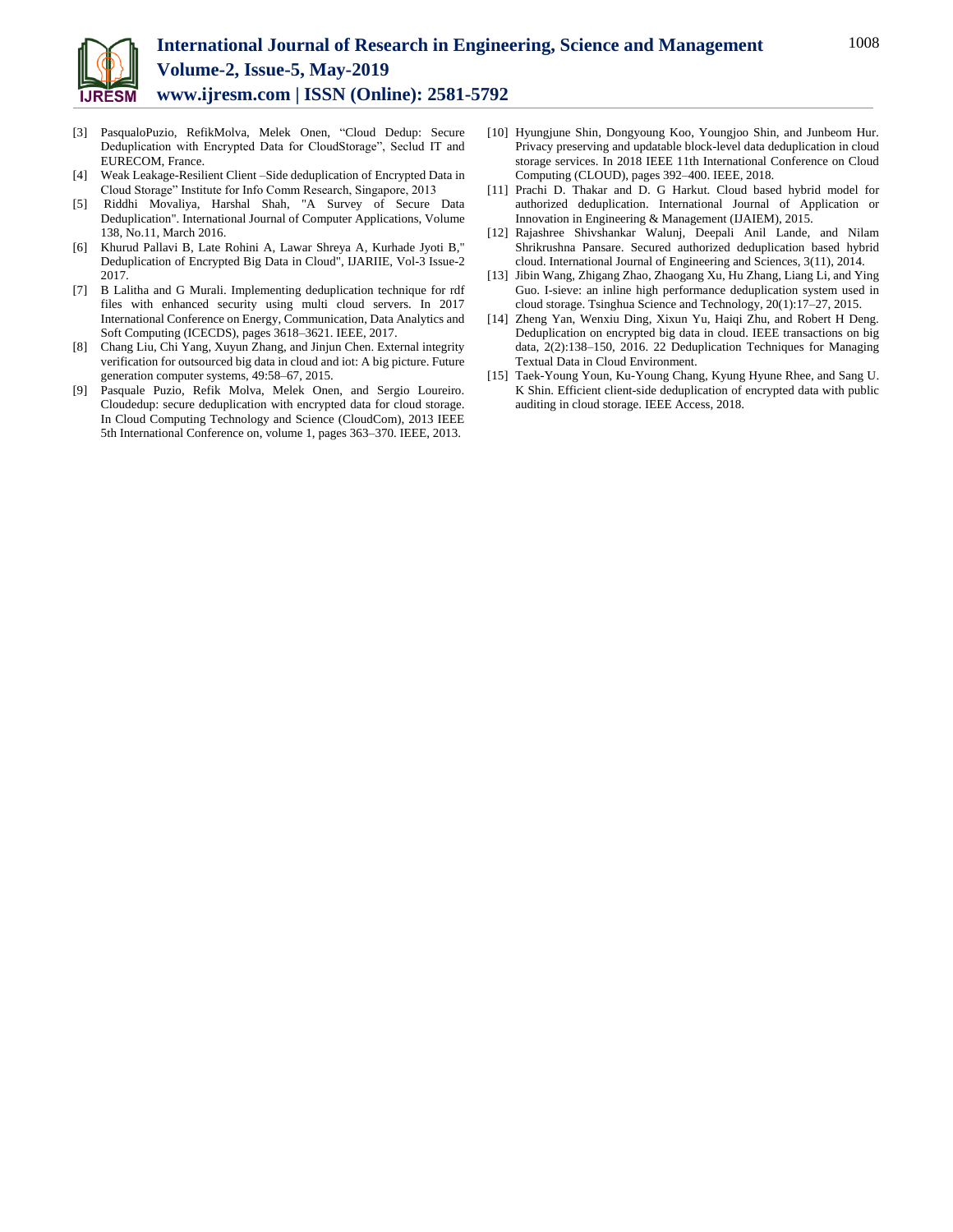[3] PasqualoPuzio, RefikMolva, Melek Onen, “Cloud Dedup: Secure Deduplication with Encrypted Data for CloudStorage”, Seclud IT and EURECOM, France.

[4] Weak Leakage-Resilient Client –Side deduplication of Encrypted Data in Cloud Storage” Institute for Info Comm Research, Singapore, 2013

[5] Riddhi Movaliya, Harshal Shah, "A Survey of Secure Data Deduplication". International Journal of Computer Applications, Volume 138, No.11, March 2016.

[6] Khurud Pallavi B, Late Rohini A, Lawar Shreya A, Kurhade Jyoti B," Deduplication of Encrypted Big Data in Cloud", IJARIIE, Vol-3 Issue-2 2017.

[7] B Lalitha and G Murali. Implementing deduplication technique for rdf files with enhanced security using multi cloud servers. In 2017 International Conference on Energy, Communication, Data Analytics and Soft Computing (ICECDS), pages 3618–3621. IEEE, 2017.

[8] Chang Liu, Chi Yang, Xuyun Zhang, and Jinjun Chen. External integrity verification for outsourced big data in cloud and iot: A big picture. Future generation computer systems, 49:58–67, 2015.

[9] Pasquale Puzio, Refik Molva, Melek Onen, and Sergio Loureiro. Cloudedup: secure deduplication with encrypted data for cloud storage. In Cloud Computing Technology and Science (CloudCom), 2013 IEEE 5th International Conference on, volume 1, pages 363–370. IEEE, 2013.

[10] Hyungjune Shin, Dongyoung Koo, Youngjoo Shin, and Junbeom Hur. Privacy preserving and updatable block-level data deduplication in cloud storage services. In 2018 IEEE 11th International Conference on Cloud Computing (CLOUD), pages 392–400. IEEE, 2018.

[11] Prachi D. Thakar and D. G Harkut. Cloud based hybrid model for authorized deduplication. International Journal of Application or Innovation in Engineering & Management (IJAIEM), 2015.

[12] Rajashree Shivshankar Walunj, Deepali Anil Lande, and Nilam Shrikrushna Pansare. Secured authorized deduplication based hybrid cloud. International Journal of Engineering and Sciences, 3(11), 2014.

[13] Jibin Wang, Zhigang Zhao, Zhaogang Xu, Hu Zhang, Liang Li, and Ying Guo. I-sieve: an inline high performance deduplication system used in cloud storage. Tsinghua Science and Technology, 20(1):17–27, 2015.

[14] Zheng Yan, Wenxiu Ding, Xixun Yu, Haiqi Zhu, and Robert H Deng. Deduplication on encrypted big data in cloud. IEEE transactions on big data, 2(2):138–150, 2016. 22 Deduplication Techniques for Managing Textual Data in Cloud Environment.

[15] Taek-Young Youn, Ku-Young Chang, Kyung Hyune Rhee, and Sang U. K Shin. Efficient client-side deduplication of encrypted data with public auditing in cloud storage. IEEE Access, 2018.